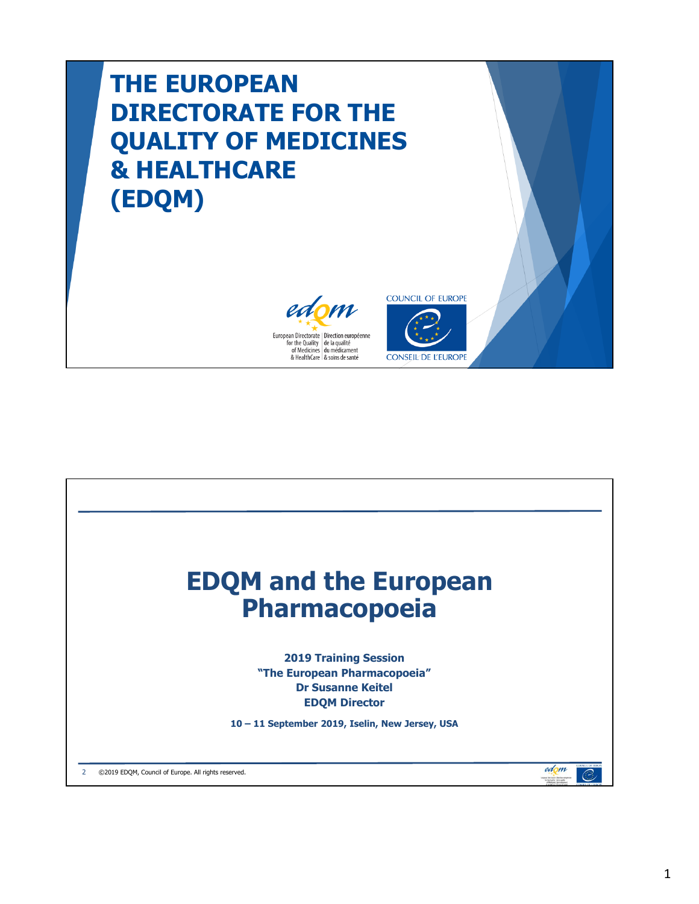# THE EUROPEAN DIRECTORATE FOR THE QUALITY OF MEDICINES & HEALTHCARE (EDQM)

European Directorate for the Quality of Medicines & HealthCare | Direction européenne de la qualité du médicament & soins de santé

COUNCIL OF EUROPE
CONSEIL DE L'EUROPE

# EDQM and the European Pharmacopoeia

**2019 Training Session**
**"The European Pharmacopoeia"**
**Dr Susanne Keitel**
**EDQM Director**

**10 – 11 September 2019, Iselin, New Jersey, USA**

©2019 EDQM, Council of Europe. All rights reserved.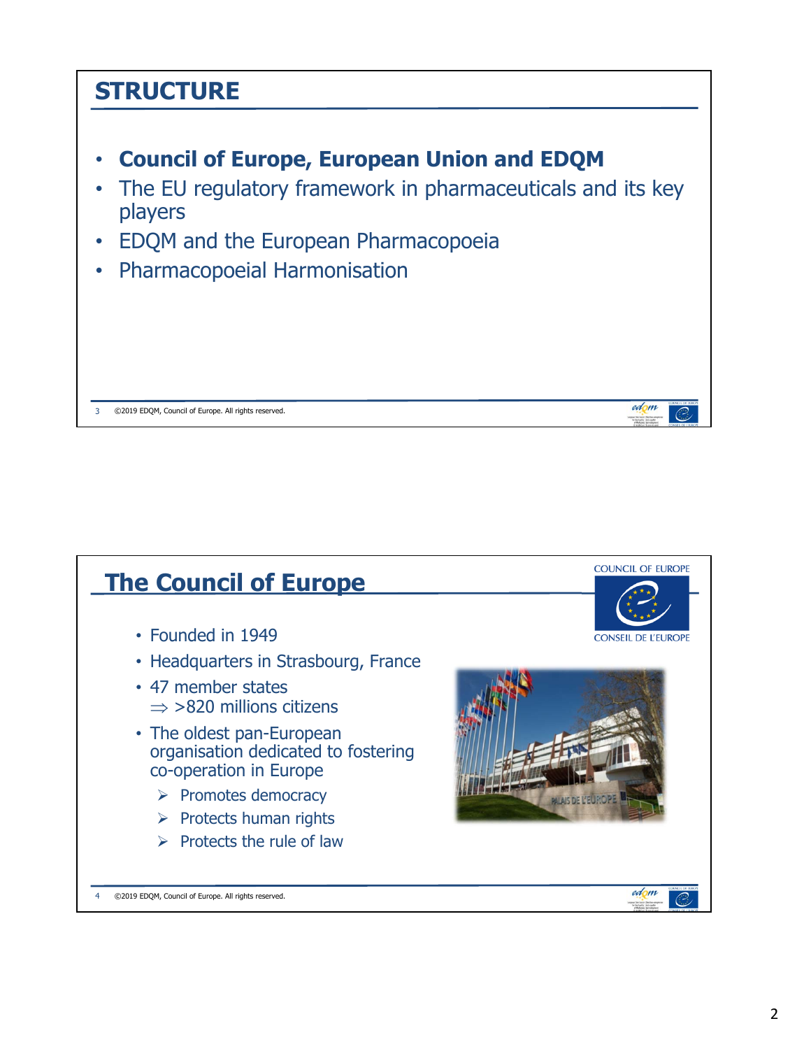## STRUCTURE

- **Council of Europe, European Union and EDQM**
- The EU regulatory framework in pharmaceuticals and its key players
- EDQM and the European Pharmacopoeia
- Pharmacopoeial Harmonisation

©2019 EDQM, Council of Europe. All rights reserved.

## The Council of Europe

- Founded in 1949
- Headquarters in Strasbourg, France
- 47 member states
  $\Rightarrow$ >820 millions citizens
- The oldest pan-European organisation dedicated to fostering co-operation in Europe
  - Promotes democracy
  - Protects human rights
  - Protects the rule of law

©2019 EDQM, Council of Europe. All rights reserved.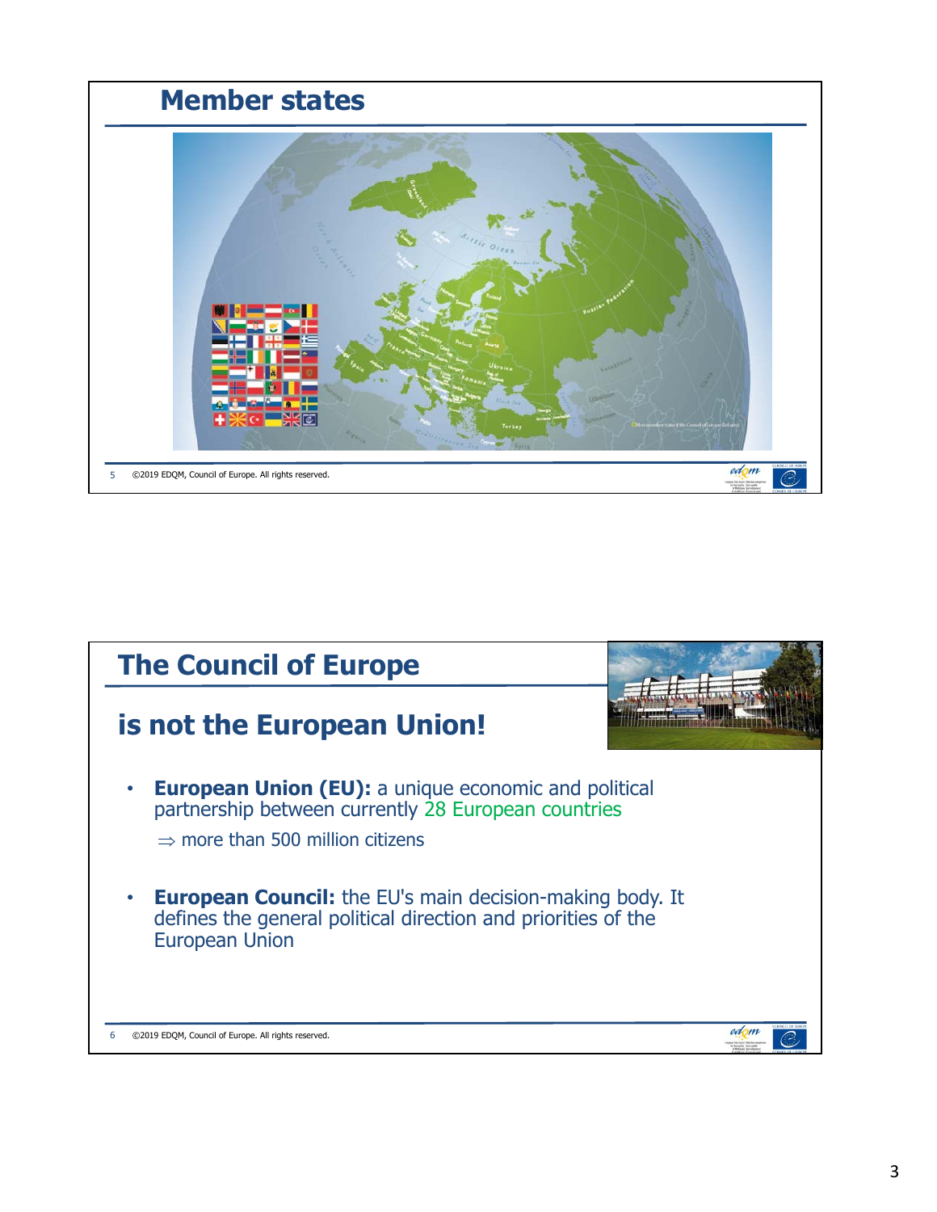## Member states

## The Council of Europe

## is not the European Union!

- **European Union (EU):** a unique economic and political partnership between currently 28 European countries

  ⇒ more than 500 million citizens

- **European Council:** the EU's main decision-making body. It defines the general political direction and priorities of the European Union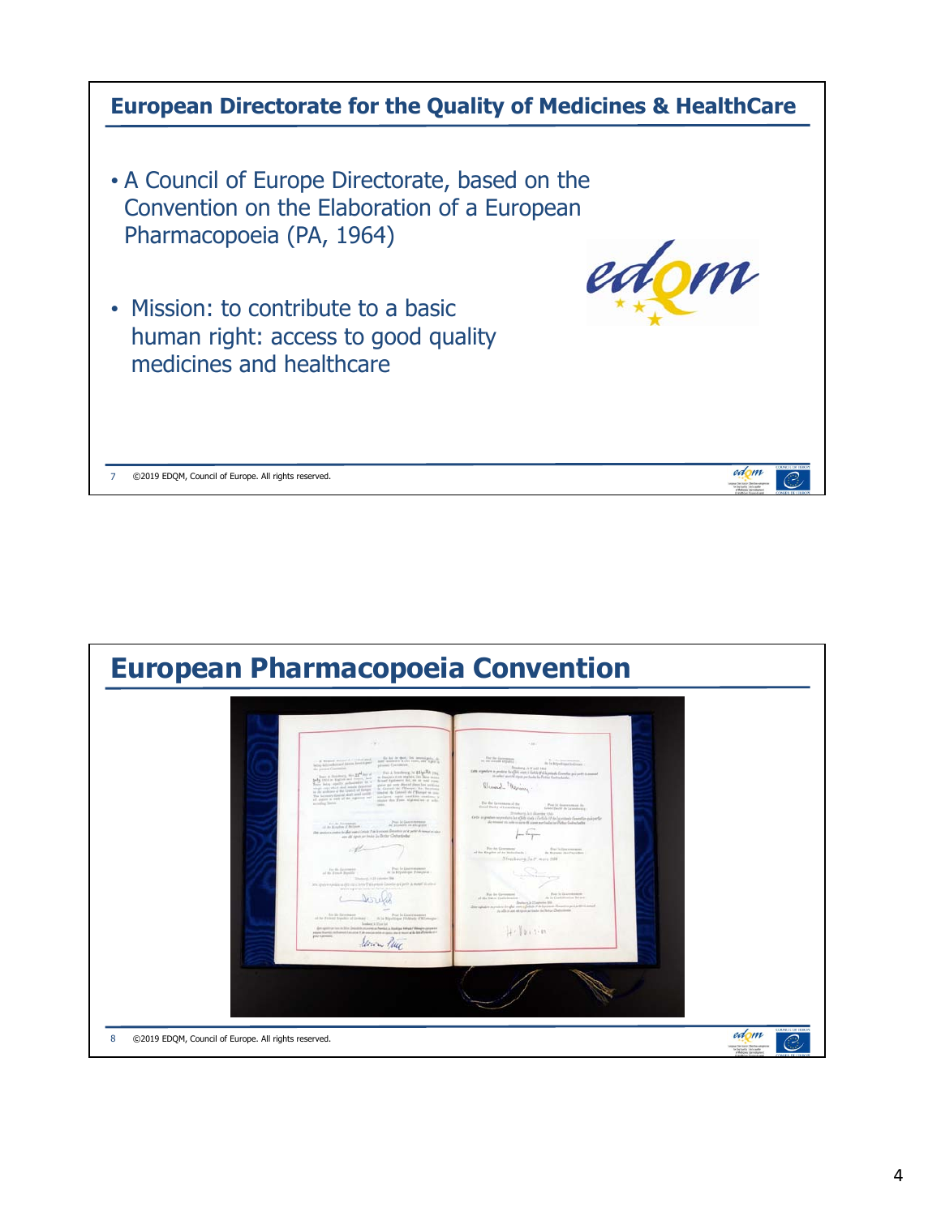## European Directorate for the Quality of Medicines & HealthCare

- A Council of Europe Directorate, based on the Convention on the Elaboration of a European Pharmacopoeia (PA, 1964)
- Mission: to contribute to a basic human right: access to good quality medicines and healthcare

## European Pharmacopoeia Convention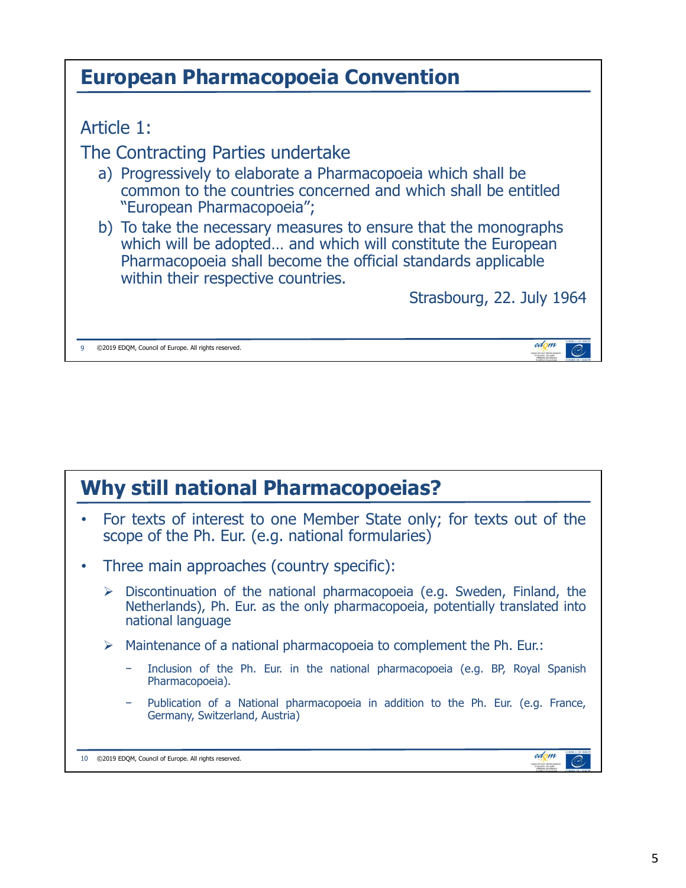## European Pharmacopoeia Convention

Article 1:

The Contracting Parties undertake

a) Progressively to elaborate a Pharmacopoeia which shall be common to the countries concerned and which shall be entitled "European Pharmacopoeia";

b) To take the necessary measures to ensure that the monographs which will be adopted… and which will constitute the European Pharmacopoeia shall become the official standards applicable within their respective countries.

Strasbourg, 22. July 1964

## Why still national Pharmacopoeias?

- For texts of interest to one Member State only; for texts out of the scope of the Ph. Eur. (e.g. national formularies)
- Three main approaches (country specific):
  - Discontinuation of the national pharmacopoeia (e.g. Sweden, Finland, the Netherlands), Ph. Eur. as the only pharmacopoeia, potentially translated into national language
  - Maintenance of a national pharmacopoeia to complement the Ph. Eur.:
    - Inclusion of the Ph. Eur. in the national pharmacopoeia (e.g. BP, Royal Spanish Pharmacopoeia).
    - Publication of a National pharmacopoeia in addition to the Ph. Eur. (e.g. France, Germany, Switzerland, Austria)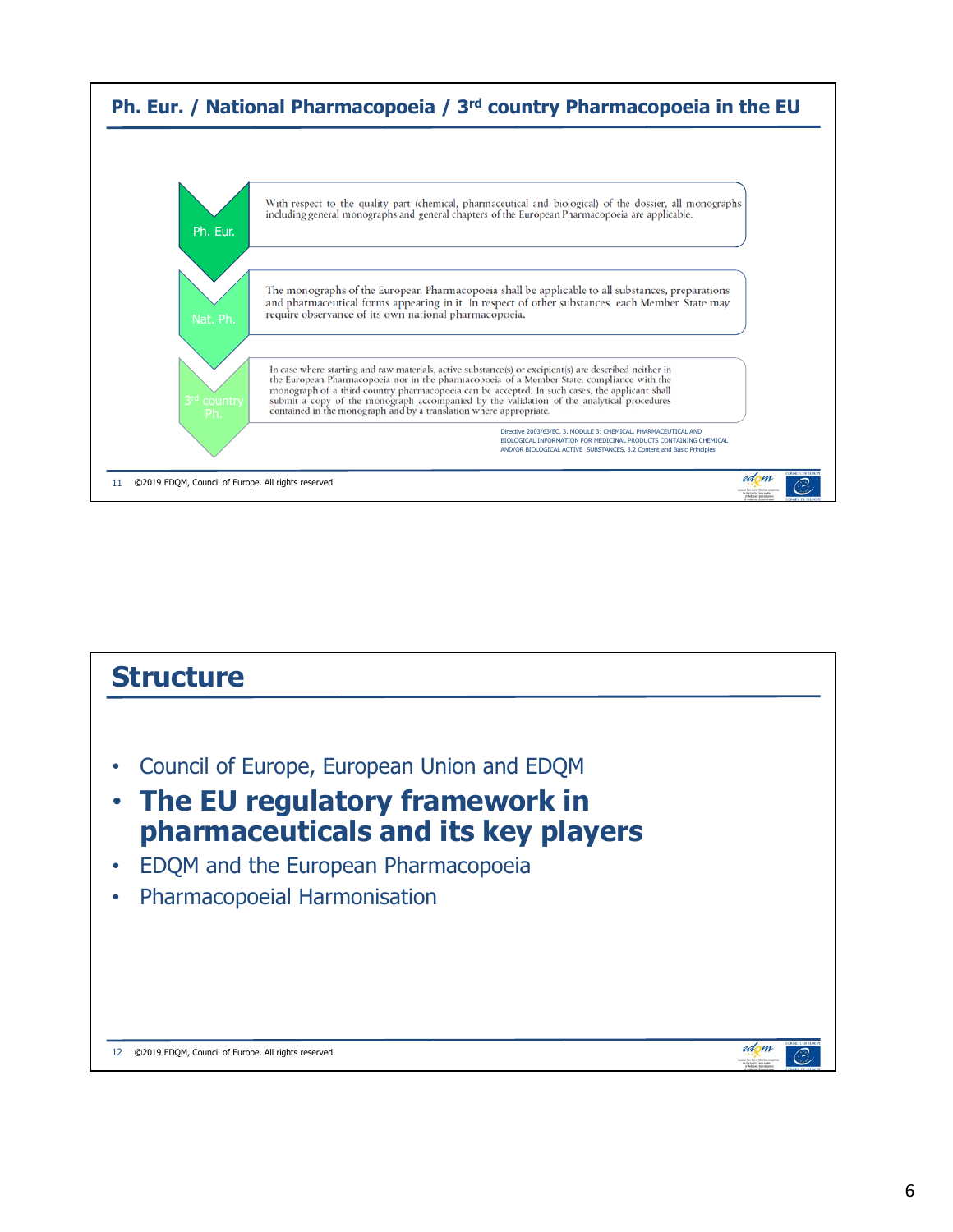## Ph. Eur. / National Pharmacopoeia / 3rd country Pharmacopoeia in the EU

**Ph. Eur.**

With respect to the quality part (chemical, pharmaceutical and biological) of the dossier, all monographs including general monographs and general chapters of the European Pharmacopoeia are applicable.

**Nat. Ph.**

The monographs of the European Pharmacopoeia shall be applicable to all substances, preparations and pharmaceutical forms appearing in it. In respect of other substances, each Member State may require observance of its own national pharmacopoeia.

**3rd country Ph.**

In case where starting and raw materials, active substance(s) or excipient(s) are described neither in the European Pharmacopoeia nor in the pharmacopoeia of a Member State, compliance with the monograph of a third country pharmacopoeia can be accepted. In such cases, the applicant shall submit a copy of the monograph accompanied by the validation of the analytical procedures contained in the monograph and by a translation where appropriate.

Directive 2003/63/EC, 3. MODULE 3: CHEMICAL, PHARMACEUTICAL AND BIOLOGICAL INFORMATION FOR MEDICINAL PRODUCTS CONTAINING CHEMICAL AND/OR BIOLOGICAL ACTIVE SUBSTANCES, 3.2 Content and Basic Principles

©2019 EDQM, Council of Europe. All rights reserved.

## Structure

- Council of Europe, European Union and EDQM
- **The EU regulatory framework in pharmaceuticals and its key players**
- EDQM and the European Pharmacopoeia
- Pharmacopoeial Harmonisation

©2019 EDQM, Council of Europe. All rights reserved.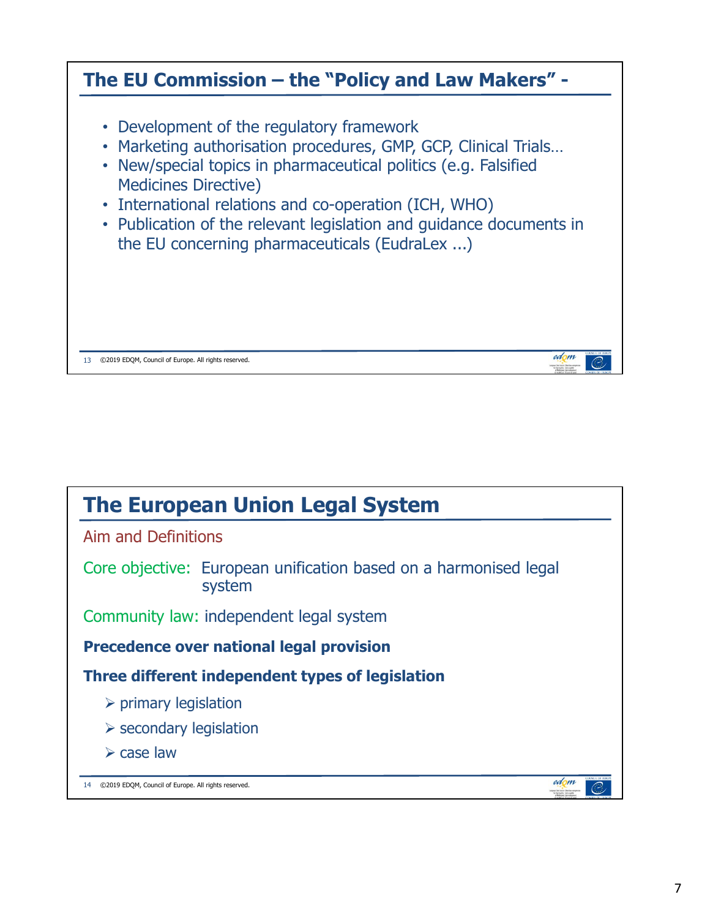## The EU Commission – the "Policy and Law Makers" -

- Development of the regulatory framework
- Marketing authorisation procedures, GMP, GCP, Clinical Trials…
- New/special topics in pharmaceutical politics (e.g. Falsified Medicines Directive)
- International relations and co-operation (ICH, WHO)
- Publication of the relevant legislation and guidance documents in the EU concerning pharmaceuticals (EudraLex ...)

©2019 EDQM, Council of Europe. All rights reserved.

## The European Union Legal System

Aim and Definitions

Core objective: European unification based on a harmonised legal system

Community law: independent legal system

**Precedence over national legal provision**

**Three different independent types of legislation**

- primary legislation
- secondary legislation
- case law

©2019 EDQM, Council of Europe. All rights reserved.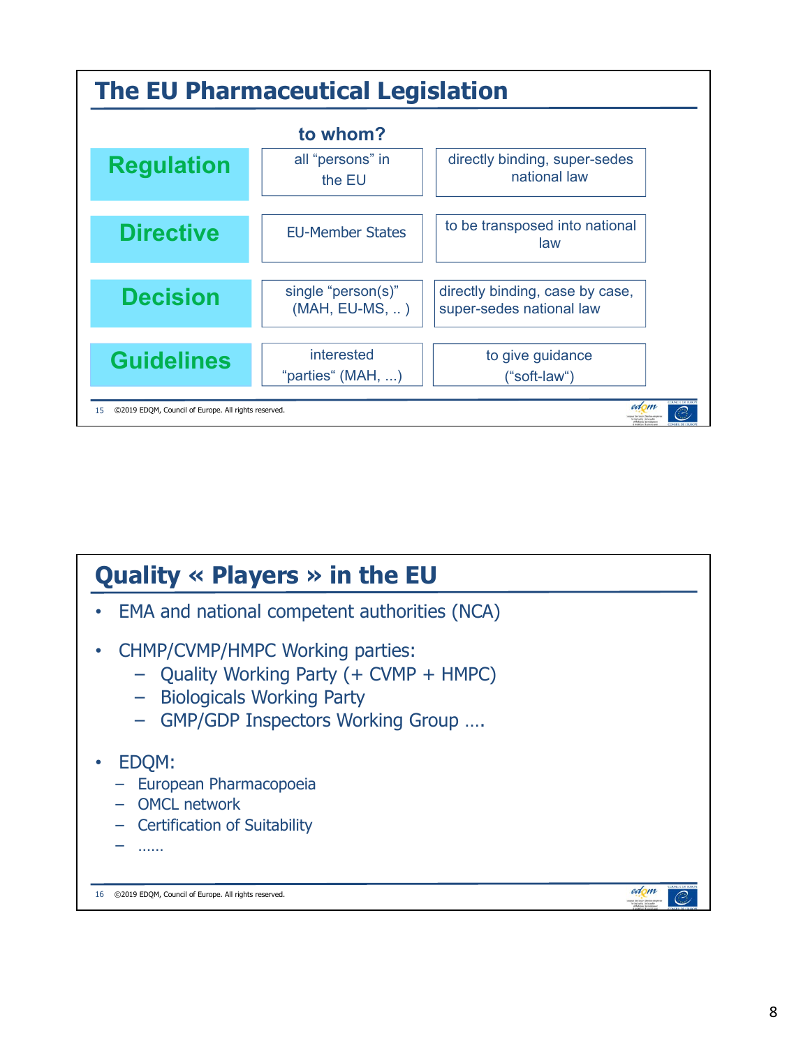# The EU Pharmaceutical Legislation

| | to whom? | |
|---|---|---|
| **Regulation** | all "persons" in the EU | directly binding, super-sedes national law |
| **Directive** | EU-Member States | to be transposed into national law |
| **Decision** | single "person(s)" (MAH, EU-MS, .. ) | directly binding, case by case, super-sedes national law |
| **Guidelines** | interested "parties" (MAH, ...) | to give guidance ("soft-law") |

# Quality « Players » in the EU

- EMA and national competent authorities (NCA)
- CHMP/CVMP/HMPC Working parties:
  - Quality Working Party (+ CVMP + HMPC)
  - Biologicals Working Party
  - GMP/GDP Inspectors Working Group ….
- EDQM:
  - European Pharmacopoeia
  - OMCL network
  - Certification of Suitability
  - ……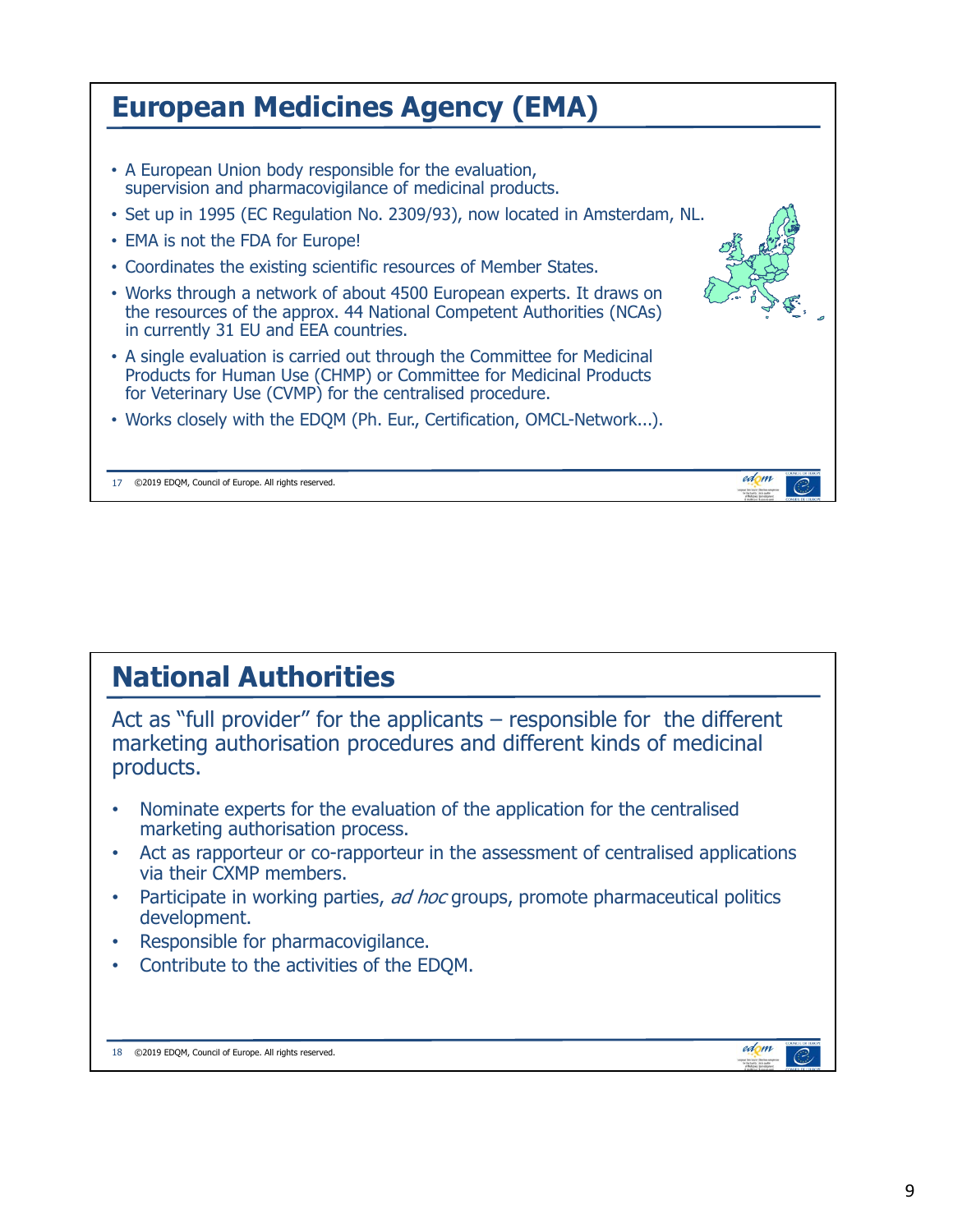## European Medicines Agency (EMA)

- A European Union body responsible for the evaluation, supervision and pharmacovigilance of medicinal products.
- Set up in 1995 (EC Regulation No. 2309/93), now located in Amsterdam, NL.
- EMA is not the FDA for Europe!
- Coordinates the existing scientific resources of Member States.
- Works through a network of about 4500 European experts. It draws on the resources of the approx. 44 National Competent Authorities (NCAs) in currently 31 EU and EEA countries.
- A single evaluation is carried out through the Committee for Medicinal Products for Human Use (CHMP) or Committee for Medicinal Products for Veterinary Use (CVMP) for the centralised procedure.
- Works closely with the EDQM (Ph. Eur., Certification, OMCL-Network...).

©2019 EDQM, Council of Europe. All rights reserved.

## National Authorities

Act as "full provider" for the applicants – responsible for the different marketing authorisation procedures and different kinds of medicinal products.

- Nominate experts for the evaluation of the application for the centralised marketing authorisation process.
- Act as rapporteur or co-rapporteur in the assessment of centralised applications via their CXMP members.
- Participate in working parties, *ad hoc* groups, promote pharmaceutical politics development.
- Responsible for pharmacovigilance.
- Contribute to the activities of the EDQM.

©2019 EDQM, Council of Europe. All rights reserved.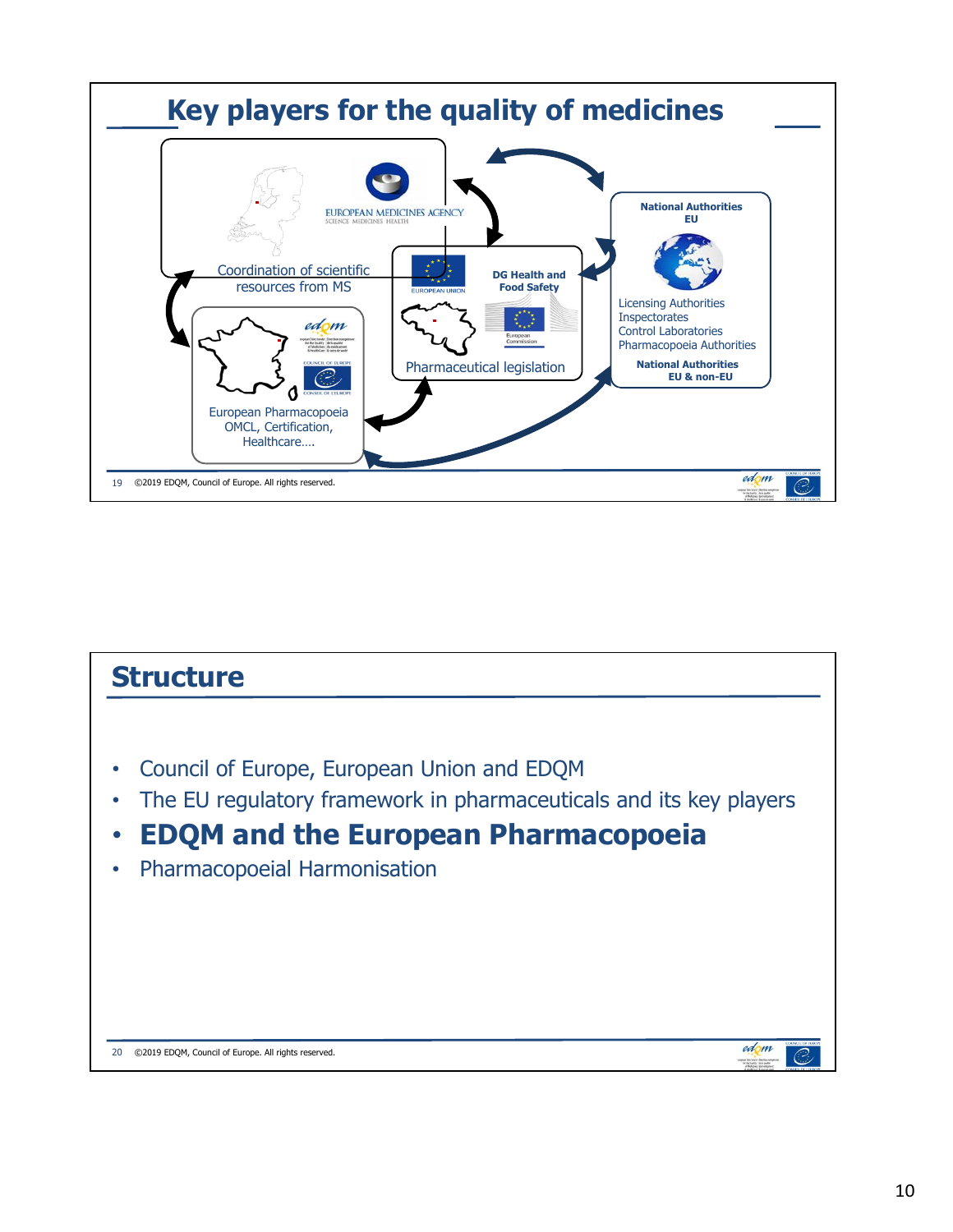# Key players for the quality of medicines

EUROPEAN MEDICINES AGENCY
SCIENCE MEDICINES HEALTH

Coordination of scientific resources from MS

DG Health and Food Safety

EUROPEAN UNION

European Commission

Pharmaceutical legislation

National Authorities EU

Licensing Authorities
Inspectorates
Control Laboratories
Pharmacopoeia Authorities

National Authorities EU & non-EU

European Pharmacopoeia
OMCL, Certification, Healthcare….

©2019 EDQM, Council of Europe. All rights reserved.

# Structure

- Council of Europe, European Union and EDQM
- The EU regulatory framework in pharmaceuticals and its key players
- **EDQM and the European Pharmacopoeia**
- Pharmacopoeial Harmonisation

©2019 EDQM, Council of Europe. All rights reserved.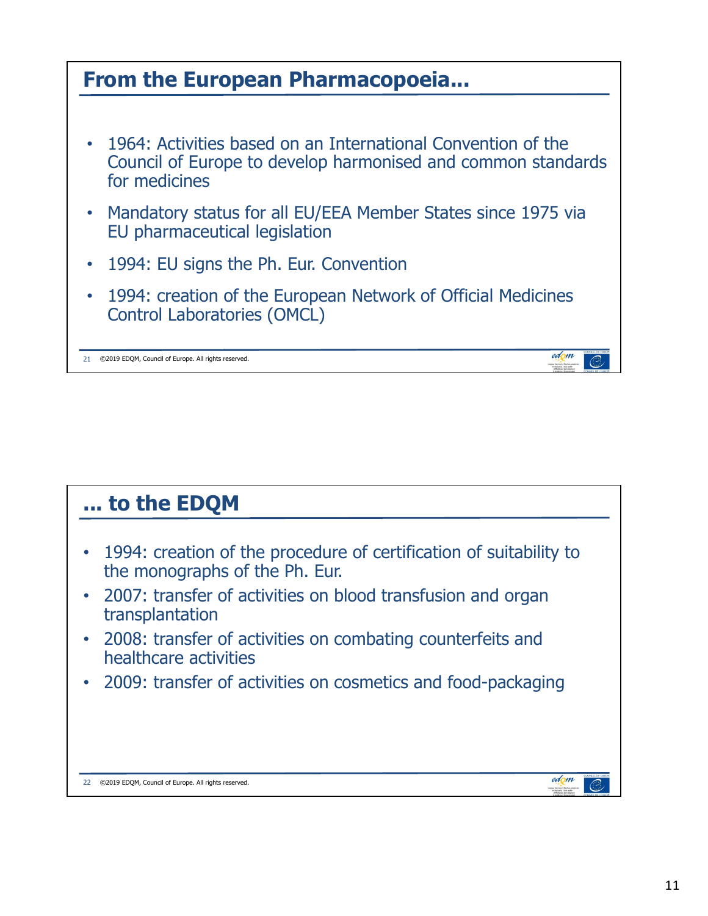## From the European Pharmacopoeia…

- 1964: Activities based on an International Convention of the Council of Europe to develop harmonised and common standards for medicines
- Mandatory status for all EU/EEA Member States since 1975 via EU pharmaceutical legislation
- 1994: EU signs the Ph. Eur. Convention
- 1994: creation of the European Network of Official Medicines Control Laboratories (OMCL)

©2019 EDQM, Council of Europe. All rights reserved.

## … to the EDQM

- 1994: creation of the procedure of certification of suitability to the monographs of the Ph. Eur.
- 2007: transfer of activities on blood transfusion and organ transplantation
- 2008: transfer of activities on combating counterfeits and healthcare activities
- 2009: transfer of activities on cosmetics and food-packaging

©2019 EDQM, Council of Europe. All rights reserved.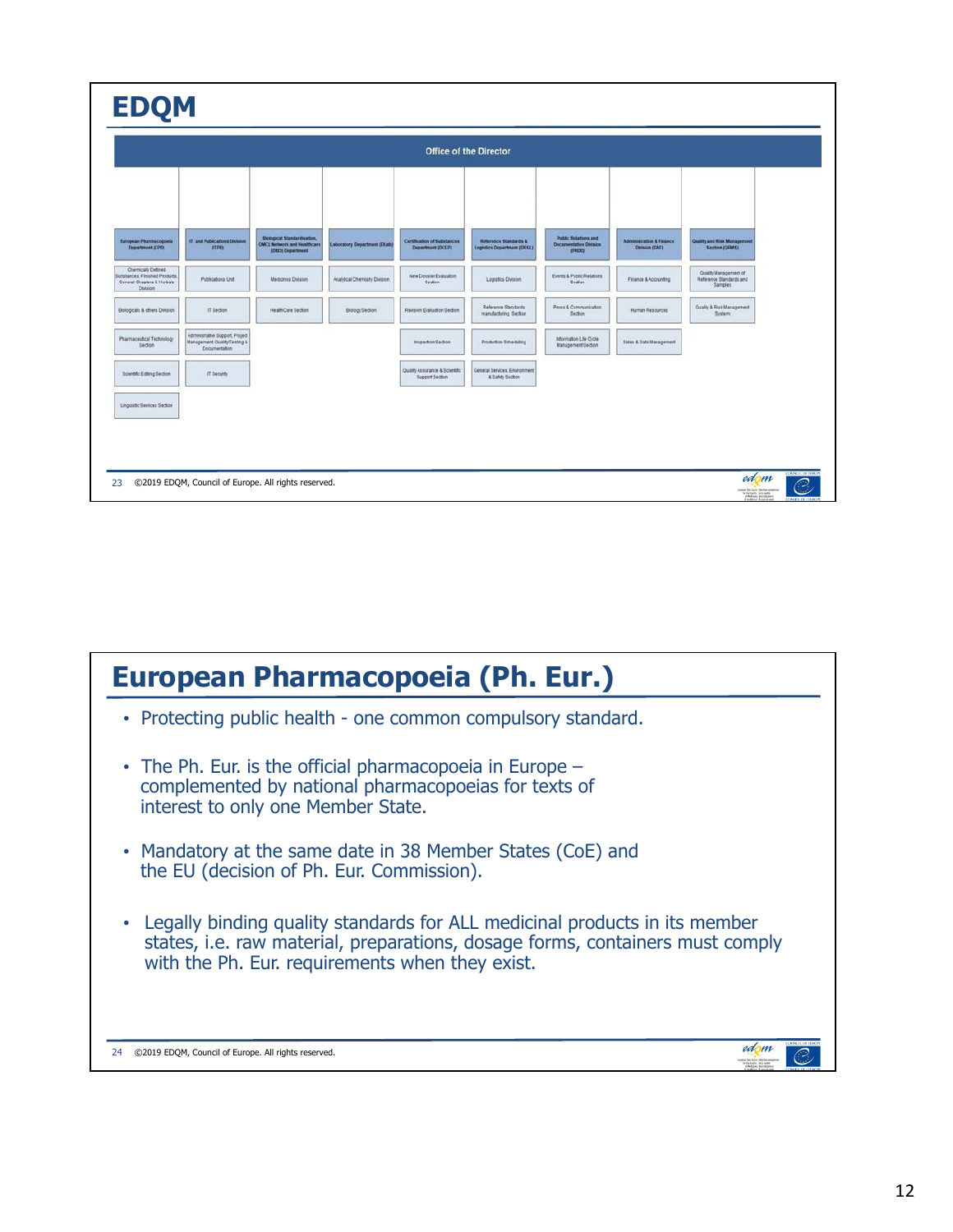# EDQM

Office of the Director

| European Pharmacopoeia Department (EPD) | IT and Publications Division (ITPD) | Biological Standardisation, OMCL Network and Healthcare (DBO) Department | Laboratory Department (DLab) | Certification of Substances Department (DCEP) | Reference Standards & Logistics Department (DRSL) | Public Relations and Documentation Division (PRDD) | Administration & Finance Division (DAF) | Quality and Risk Management Section (QRMS) |
|---|---|---|---|---|---|---|---|---|
| Chemically Defined Substances, Finished Products, General Chapters & Herbals Division | Publications Unit | Medicines Division | Analytical Chemistry Division | New Dossier Evaluation Section | Logistics Division | Events & Public Relations Section | Finance & Accounting | Quality Management of Reference Standards and Samples |
| Biologicals & others Division | IT Section | HealthCare Section | Biology Section | Revision Evaluation Section | Reference Standards manufacturing Section | Press & Communication Section | Human Resources | Quality & Risk Management System |
| Pharmaceutical Technology Section | Administrative Support, Project Management, Quality/Testing & Documentation | | | Inspection Section | Production Scheduling | Information Life Cycle Management Section | Sales & Data Management | |
| Scientific Editing Section | IT Security | | | Quality Assurance & Scientific Support Section | General Services, Environment & Safety Section | | | |
| Linguistic Services Section | | | | | | | | |

©2019 EDQM, Council of Europe. All rights reserved.

# European Pharmacopoeia (Ph. Eur.)

- Protecting public health - one common compulsory standard.
- The Ph. Eur. is the official pharmacopoeia in Europe – complemented by national pharmacopoeias for texts of interest to only one Member State.
- Mandatory at the same date in 38 Member States (CoE) and the EU (decision of Ph. Eur. Commission).
- Legally binding quality standards for ALL medicinal products in its member states, i.e. raw material, preparations, dosage forms, containers must comply with the Ph. Eur. requirements when they exist.

©2019 EDQM, Council of Europe. All rights reserved.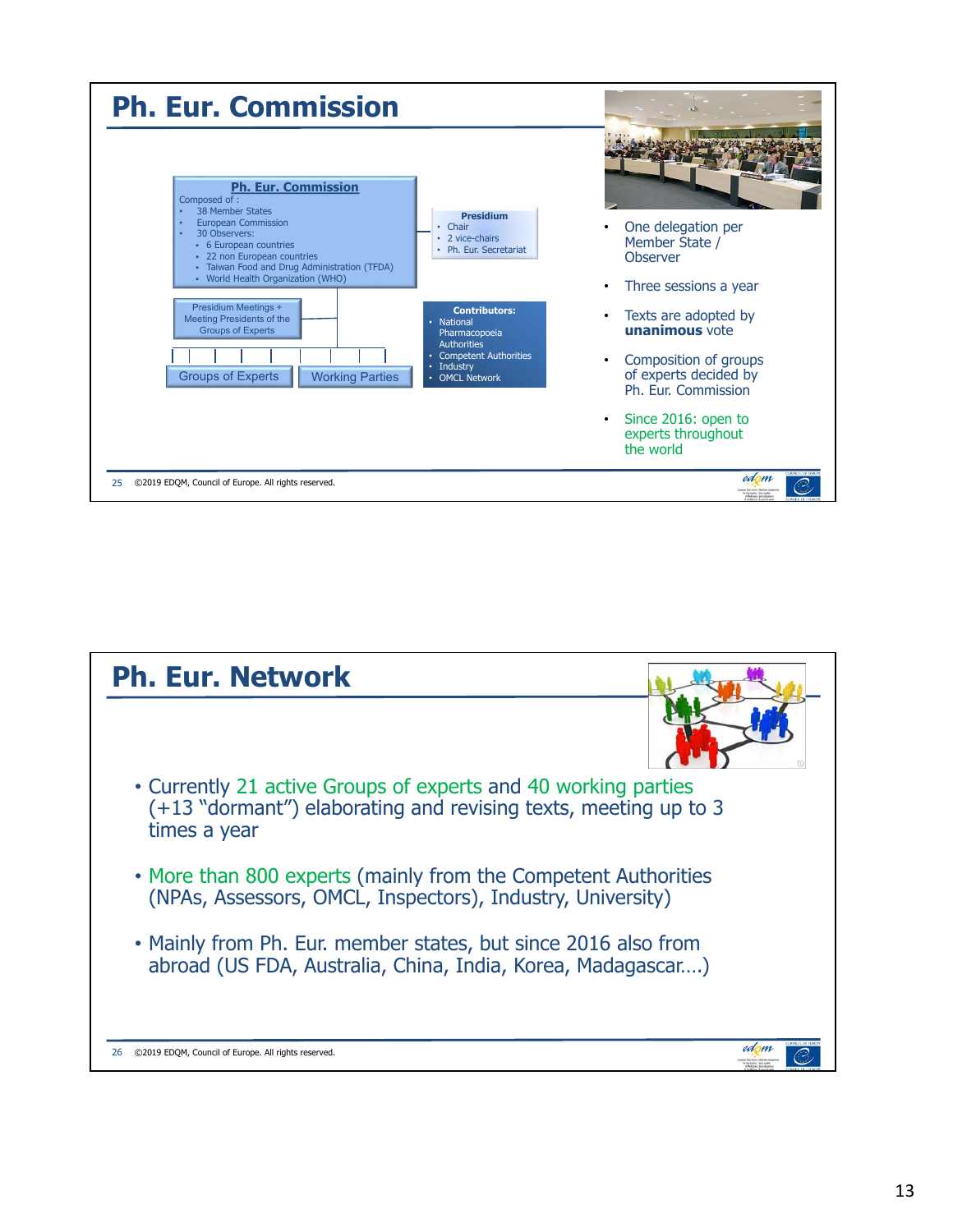## Ph. Eur. Commission

**Ph. Eur. Commission**

Composed of :

- 38 Member States
- European Commission
- 30 Observers:
  - 6 European countries
  - 22 non European countries
  - Taiwan Food and Drug Administration (TFDA)
  - World Health Organization (WHO)

**Presidium**

- Chair
- 2 vice-chairs
- Ph. Eur. Secretariat

Presidium Meetings + Meeting Presidents of the Groups of Experts

Groups of Experts

Working Parties

**Contributors:**

- National Pharmacopoeia Authorities
- Competent Authorities
- Industry
- OMCL Network

- One delegation per Member State / Observer
- Three sessions a year
- Texts are adopted by **unanimous** vote
- Composition of groups of experts decided by Ph. Eur. Commission
- Since 2016: open to experts throughout the world

## Ph. Eur. Network

- Currently 21 active Groups of experts and 40 working parties (+13 "dormant") elaborating and revising texts, meeting up to 3 times a year
- More than 800 experts (mainly from the Competent Authorities (NPAs, Assessors, OMCL, Inspectors), Industry, University)
- Mainly from Ph. Eur. member states, but since 2016 also from abroad (US FDA, Australia, China, India, Korea, Madagascar….)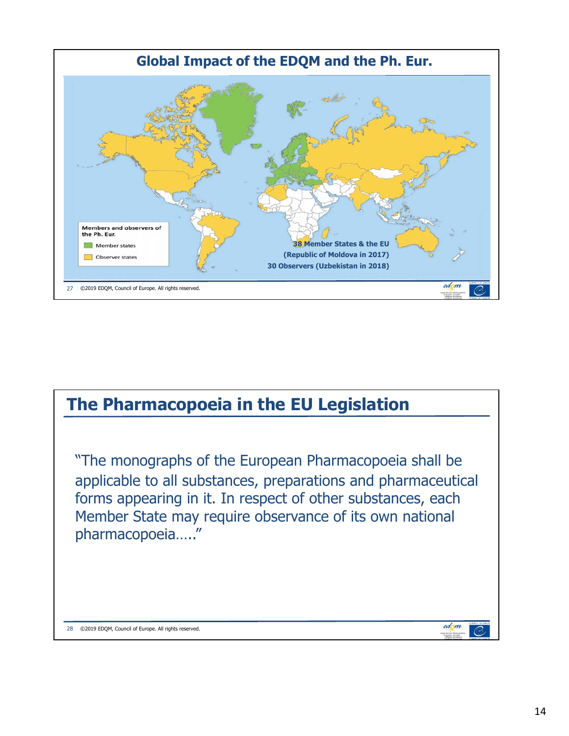## Global Impact of the EDQM and the Ph. Eur.

Members and observers of the Ph. Eur.

- Member states
- Observer states

38 Member States & the EU
(Republic of Moldova in 2017)
30 Observers (Uzbekistan in 2018)

27 ©2019 EDQM, Council of Europe. All rights reserved.

## The Pharmacopoeia in the EU Legislation

"The monographs of the European Pharmacopoeia shall be applicable to all substances, preparations and pharmaceutical forms appearing in it. In respect of other substances, each Member State may require observance of its own national pharmacopoeia….."

28 ©2019 EDQM, Council of Europe. All rights reserved.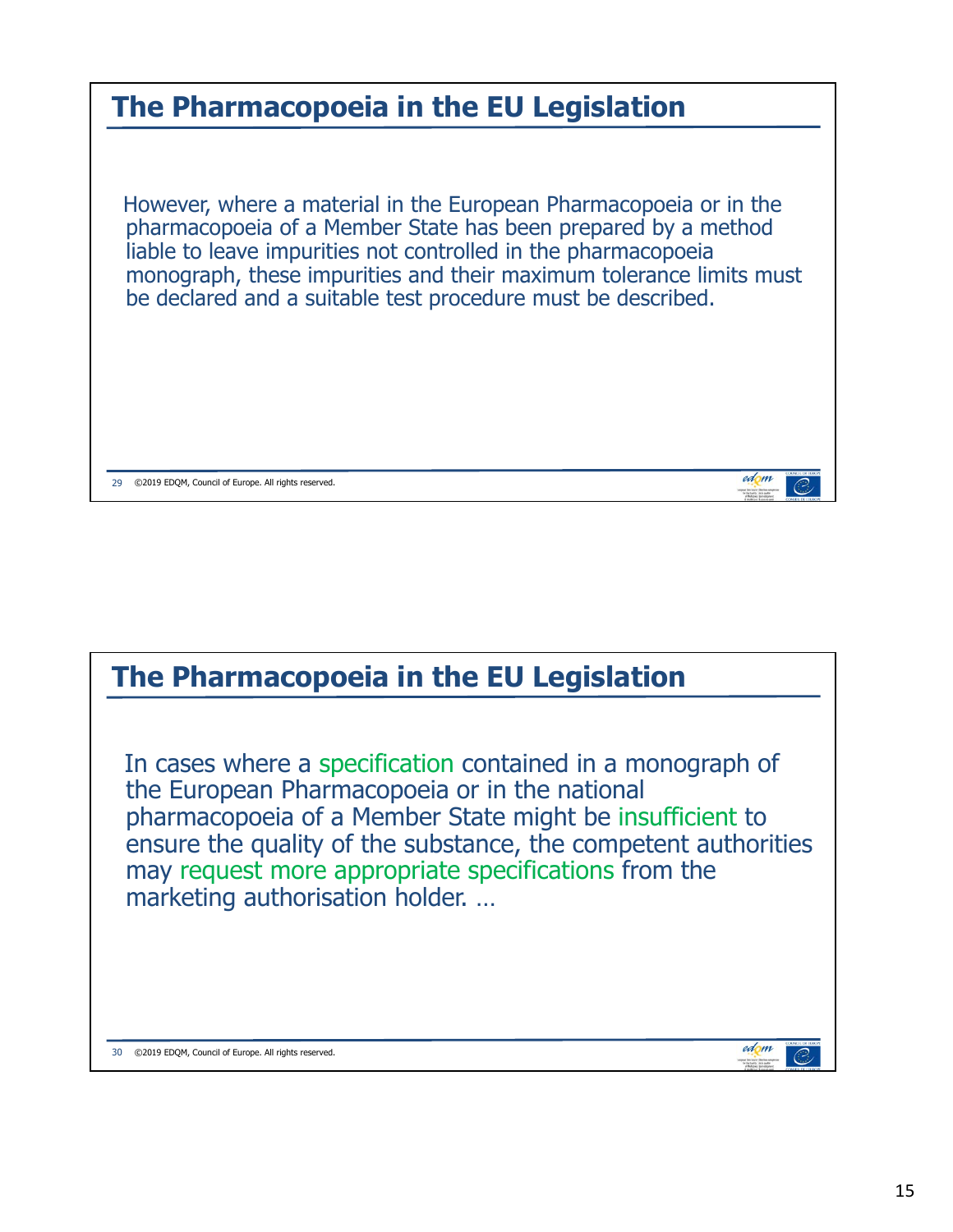## The Pharmacopoeia in the EU Legislation

However, where a material in the European Pharmacopoeia or in the pharmacopoeia of a Member State has been prepared by a method liable to leave impurities not controlled in the pharmacopoeia monograph, these impurities and their maximum tolerance limits must be declared and a suitable test procedure must be described.

## The Pharmacopoeia in the EU Legislation

In cases where a specification contained in a monograph of the European Pharmacopoeia or in the national pharmacopoeia of a Member State might be insufficient to ensure the quality of the substance, the competent authorities may request more appropriate specifications from the marketing authorisation holder. …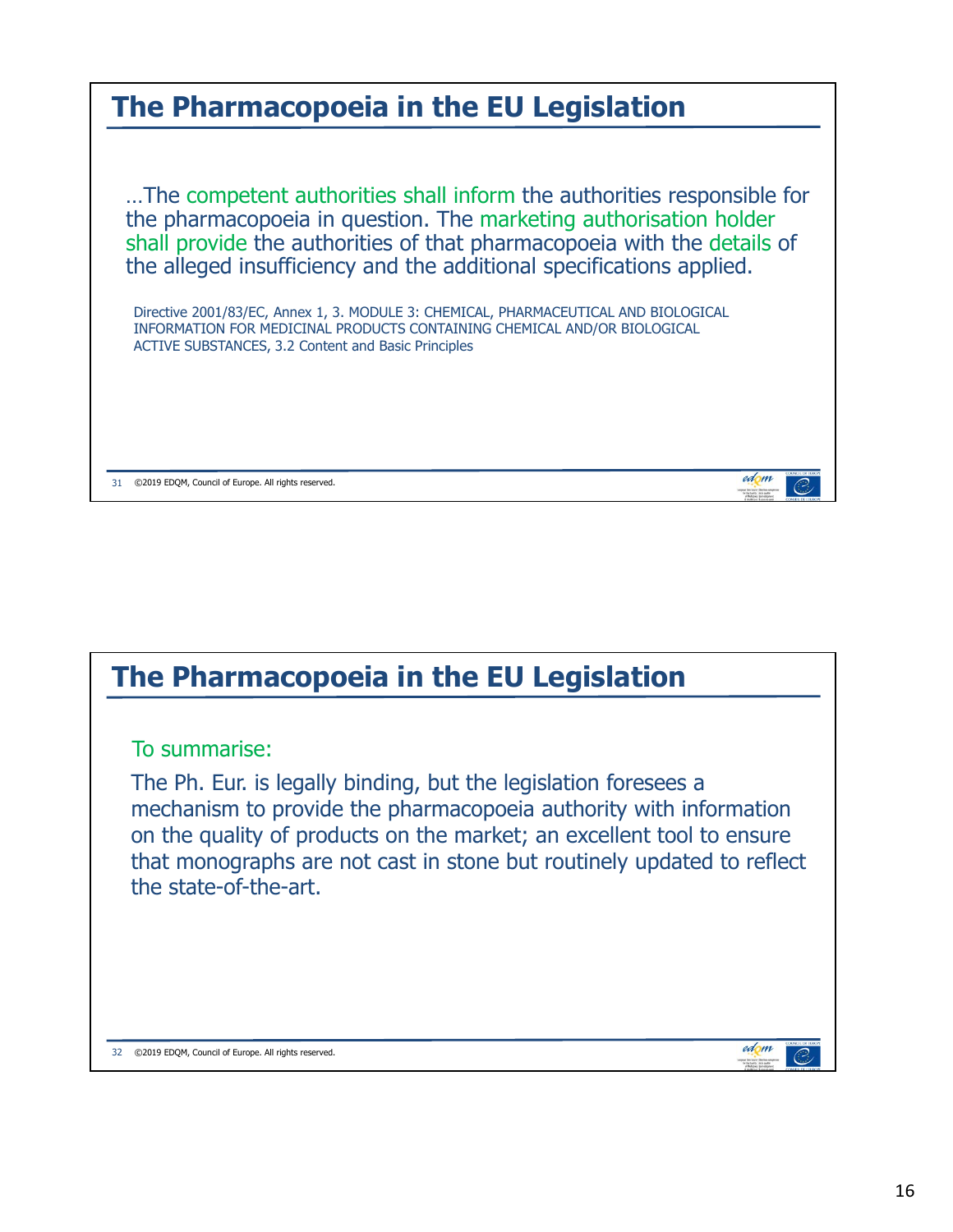## The Pharmacopoeia in the EU Legislation

…The competent authorities shall inform the authorities responsible for the pharmacopoeia in question. The marketing authorisation holder shall provide the authorities of that pharmacopoeia with the details of the alleged insufficiency and the additional specifications applied.

Directive 2001/83/EC, Annex 1, 3. MODULE 3: CHEMICAL, PHARMACEUTICAL AND BIOLOGICAL INFORMATION FOR MEDICINAL PRODUCTS CONTAINING CHEMICAL AND/OR BIOLOGICAL ACTIVE SUBSTANCES, 3.2 Content and Basic Principles

## The Pharmacopoeia in the EU Legislation

To summarise:

The Ph. Eur. is legally binding, but the legislation foresees a mechanism to provide the pharmacopoeia authority with information on the quality of products on the market; an excellent tool to ensure that monographs are not cast in stone but routinely updated to reflect the state-of-the-art.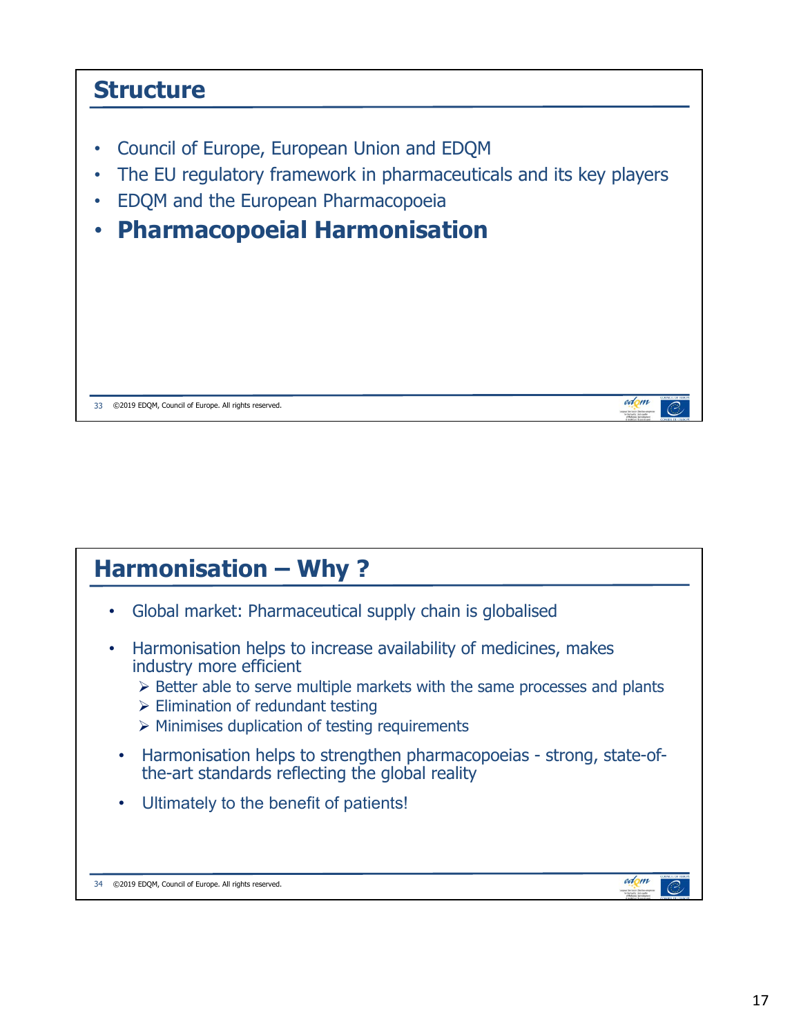## Structure

- Council of Europe, European Union and EDQM
- The EU regulatory framework in pharmaceuticals and its key players
- EDQM and the European Pharmacopoeia
- **Pharmacopoeial Harmonisation**

## Harmonisation – Why ?

- Global market: Pharmaceutical supply chain is globalised
- Harmonisation helps to increase availability of medicines, makes industry more efficient
  - Better able to serve multiple markets with the same processes and plants
  - Elimination of redundant testing
  - Minimises duplication of testing requirements
- Harmonisation helps to strengthen pharmacopoeias - strong, state-of-the-art standards reflecting the global reality
- Ultimately to the benefit of patients!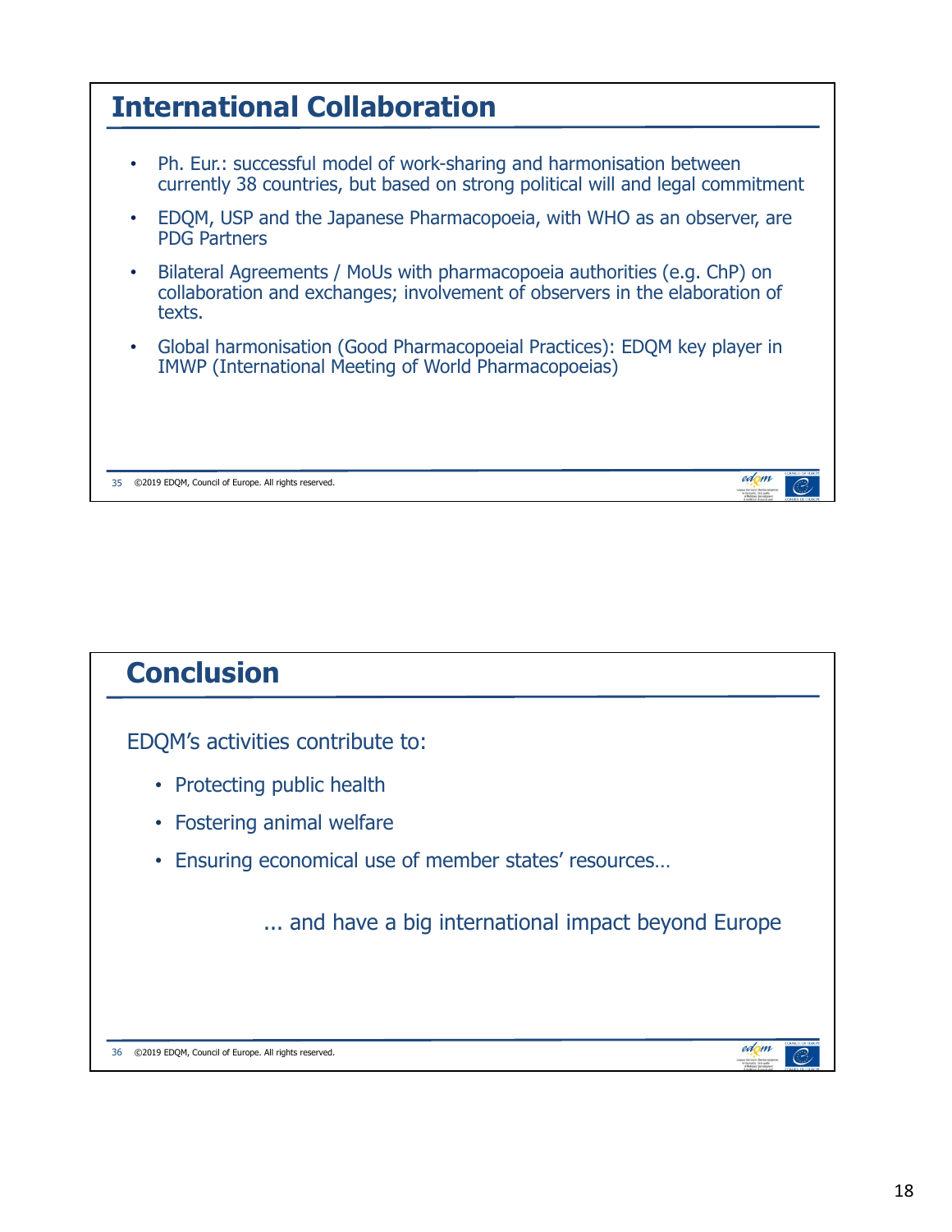## International Collaboration

- Ph. Eur.: successful model of work-sharing and harmonisation between currently 38 countries, but based on strong political will and legal commitment
- EDQM, USP and the Japanese Pharmacopoeia, with WHO as an observer, are PDG Partners
- Bilateral Agreements / MoUs with pharmacopoeia authorities (e.g. ChP) on collaboration and exchanges; involvement of observers in the elaboration of texts.
- Global harmonisation (Good Pharmacopoeial Practices): EDQM key player in IMWP (International Meeting of World Pharmacopoeias)

## Conclusion

EDQM's activities contribute to:

- Protecting public health
- Fostering animal welfare
- Ensuring economical use of member states' resources…

... and have a big international impact beyond Europe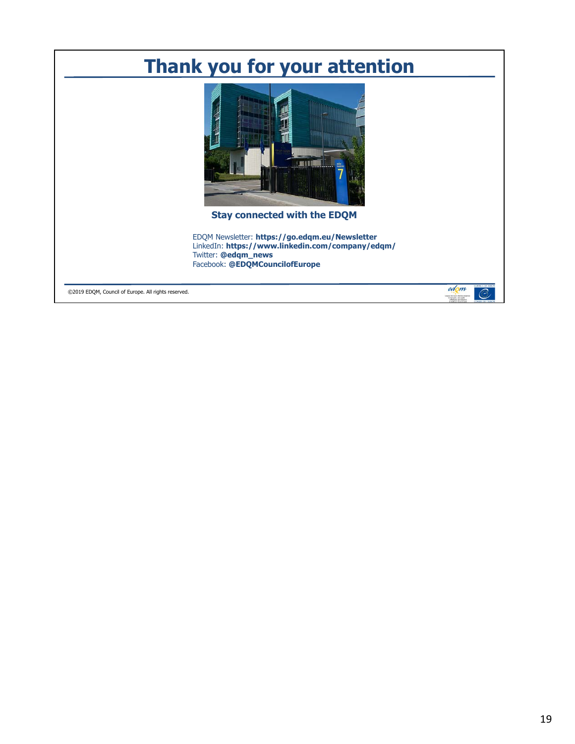# Thank you for your attention

**Stay connected with the EDQM**

EDQM Newsletter: **https://go.edqm.eu/Newsletter**
LinkedIn: **https://www.linkedin.com/company/edqm/**
Twitter: **@edqm_news**
Facebook: **@EDQMCouncilofEurope**

©2019 EDQM, Council of Europe. All rights reserved.